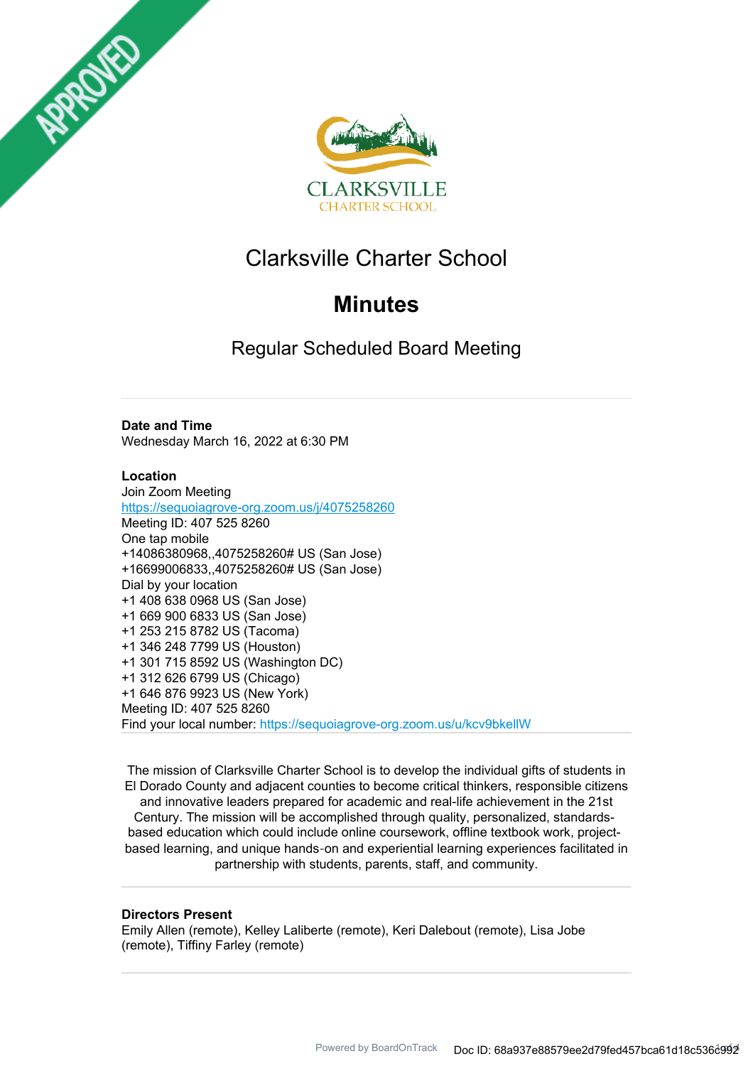# Clarksville Charter School

## Minutes

### Regular Scheduled Board Meeting

**Date and Time**
Wednesday March 16, 2022 at 6:30 PM

**Location**
Join Zoom Meeting
https://sequoiagrove-org.zoom.us/j/4075258260
Meeting ID: 407 525 8260
One tap mobile
+14086380968,,4075258260# US (San Jose)
+16699006833,,4075258260# US (San Jose)
Dial by your location
+1 408 638 0968 US (San Jose)
+1 669 900 6833 US (San Jose)
+1 253 215 8782 US (Tacoma)
+1 346 248 7799 US (Houston)
+1 301 715 8592 US (Washington DC)
+1 312 626 6799 US (Chicago)
+1 646 876 9923 US (New York)
Meeting ID: 407 525 8260
Find your local number: https://sequoiagrove-org.zoom.us/u/kcv9bkellW

The mission of Clarksville Charter School is to develop the individual gifts of students in El Dorado County and adjacent counties to become critical thinkers, responsible citizens and innovative leaders prepared for academic and real-life achievement in the 21st Century. The mission will be accomplished through quality, personalized, standards-based education which could include online coursework, offline textbook work, project-based learning, and unique hands-on and experiential learning experiences facilitated in partnership with students, parents, staff, and community.

**Directors Present**
Emily Allen (remote), Kelley Laliberte (remote), Keri Dalebout (remote), Lisa Jobe (remote), Tiffiny Farley (remote)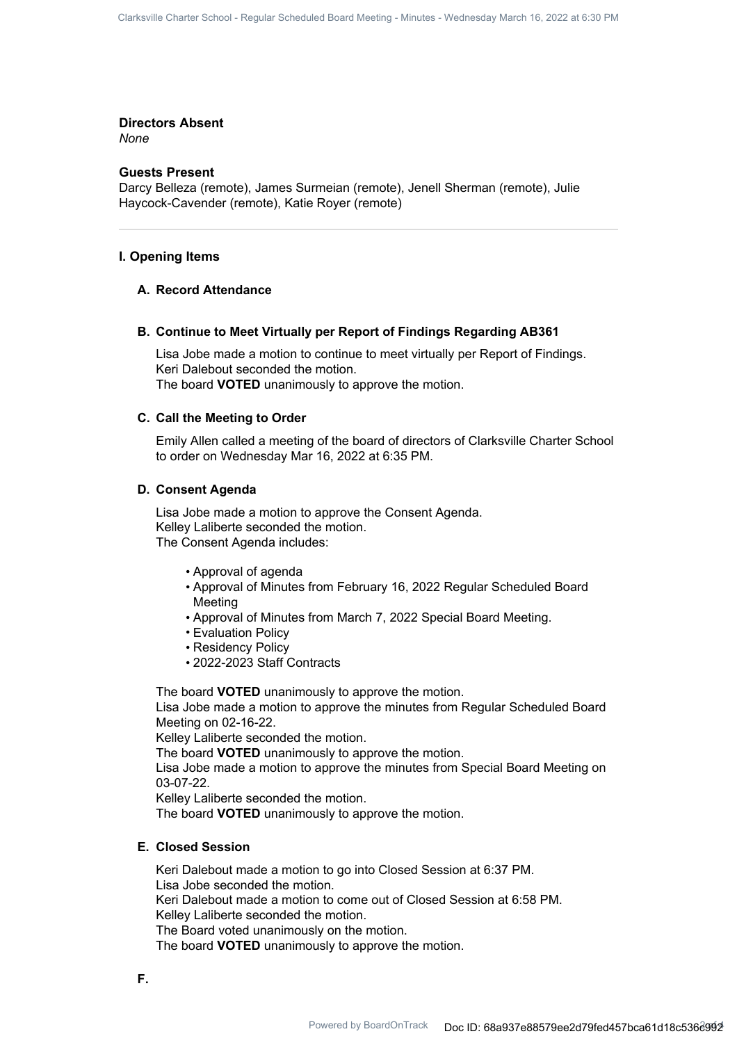**Directors Absent**
*None*

**Guests Present**
Darcy Belleza (remote), James Surmeian (remote), Jenell Sherman (remote), Julie Haycock-Cavender (remote), Katie Royer (remote)

---

## I. Opening Items

### A. Record Attendance

### B. Continue to Meet Virtually per Report of Findings Regarding AB361

Lisa Jobe made a motion to continue to meet virtually per Report of Findings.
Keri Dalebout seconded the motion.
The board **VOTED** unanimously to approve the motion.

### C. Call the Meeting to Order

Emily Allen called a meeting of the board of directors of Clarksville Charter School to order on Wednesday Mar 16, 2022 at 6:35 PM.

### D. Consent Agenda

Lisa Jobe made a motion to approve the Consent Agenda.
Kelley Laliberte seconded the motion.
The Consent Agenda includes:

- Approval of agenda
- Approval of Minutes from February 16, 2022 Regular Scheduled Board Meeting
- Approval of Minutes from March 7, 2022 Special Board Meeting.
- Evaluation Policy
- Residency Policy
- 2022-2023 Staff Contracts

The board **VOTED** unanimously to approve the motion.
Lisa Jobe made a motion to approve the minutes from Regular Scheduled Board Meeting on 02-16-22.
Kelley Laliberte seconded the motion.
The board **VOTED** unanimously to approve the motion.
Lisa Jobe made a motion to approve the minutes from Special Board Meeting on 03-07-22.
Kelley Laliberte seconded the motion.
The board **VOTED** unanimously to approve the motion.

### E. Closed Session

Keri Dalebout made a motion to go into Closed Session at 6:37 PM.
Lisa Jobe seconded the motion.
Keri Dalebout made a motion to come out of Closed Session at 6:58 PM.
Kelley Laliberte seconded the motion.
The Board voted unanimously on the motion.
The board **VOTED** unanimously to approve the motion.

### F.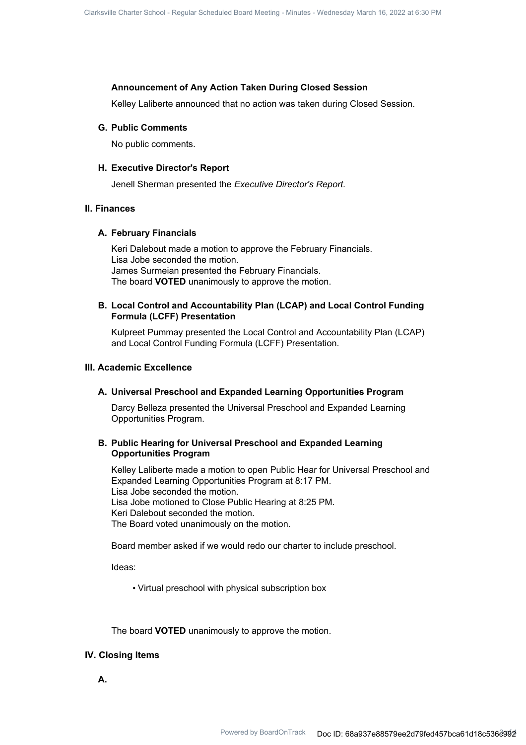### Announcement of Any Action Taken During Closed Session

Kelley Laliberte announced that no action was taken during Closed Session.

### G. Public Comments

No public comments.

### H. Executive Director's Report

Jenell Sherman presented the *Executive Director's Report.*

## II. Finances

### A. February Financials

Keri Dalebout made a motion to approve the February Financials.
Lisa Jobe seconded the motion.
James Surmeian presented the February Financials.
The board **VOTED** unanimously to approve the motion.

### B. Local Control and Accountability Plan (LCAP) and Local Control Funding Formula (LCFF) Presentation

Kulpreet Pummay presented the Local Control and Accountability Plan (LCAP) and Local Control Funding Formula (LCFF) Presentation.

## III. Academic Excellence

### A. Universal Preschool and Expanded Learning Opportunities Program

Darcy Belleza presented the Universal Preschool and Expanded Learning Opportunities Program.

### B. Public Hearing for Universal Preschool and Expanded Learning Opportunities Program

Kelley Laliberte made a motion to open Public Hear for Universal Preschool and Expanded Learning Opportunities Program at 8:17 PM.
Lisa Jobe seconded the motion.
Lisa Jobe motioned to Close Public Hearing at 8:25 PM.
Keri Dalebout seconded the motion.
The Board voted unanimously on the motion.

Board member asked if we would redo our charter to include preschool.

Ideas:

- Virtual preschool with physical subscription box

The board **VOTED** unanimously to approve the motion.

## IV. Closing Items

### A.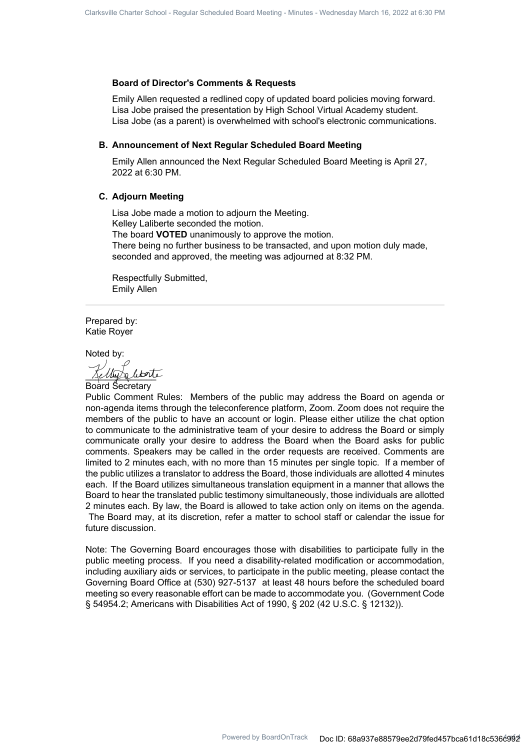### Board of Director's Comments & Requests

Emily Allen requested a redlined copy of updated board policies moving forward.
Lisa Jobe praised the presentation by High School Virtual Academy student.
Lisa Jobe (as a parent) is overwhelmed with school's electronic communications.

### B. Announcement of Next Regular Scheduled Board Meeting

Emily Allen announced the Next Regular Scheduled Board Meeting is April 27, 2022 at 6:30 PM.

### C. Adjourn Meeting

Lisa Jobe made a motion to adjourn the Meeting.
Kelley Laliberte seconded the motion.
The board **VOTED** unanimously to approve the motion.
There being no further business to be transacted, and upon motion duly made, seconded and approved, the meeting was adjourned at 8:32 PM.

Respectfully Submitted,
Emily Allen

---

Prepared by:
Katie Royer

Noted by:

Board Secretary

Public Comment Rules: Members of the public may address the Board on agenda or non-agenda items through the teleconference platform, Zoom. Zoom does not require the members of the public to have an account or login. Please either utilize the chat option to communicate to the administrative team of your desire to address the Board or simply communicate orally your desire to address the Board when the Board asks for public comments. Speakers may be called in the order requests are received. Comments are limited to 2 minutes each, with no more than 15 minutes per single topic. If a member of the public utilizes a translator to address the Board, those individuals are allotted 4 minutes each. If the Board utilizes simultaneous translation equipment in a manner that allows the Board to hear the translated public testimony simultaneously, those individuals are allotted 2 minutes each. By law, the Board is allowed to take action only on items on the agenda. The Board may, at its discretion, refer a matter to school staff or calendar the issue for future discussion.

Note: The Governing Board encourages those with disabilities to participate fully in the public meeting process. If you need a disability-related modification or accommodation, including auxiliary aids or services, to participate in the public meeting, please contact the Governing Board Office at (530) 927-5137 at least 48 hours before the scheduled board meeting so every reasonable effort can be made to accommodate you. (Government Code § 54954.2; Americans with Disabilities Act of 1990, § 202 (42 U.S.C. § 12132)).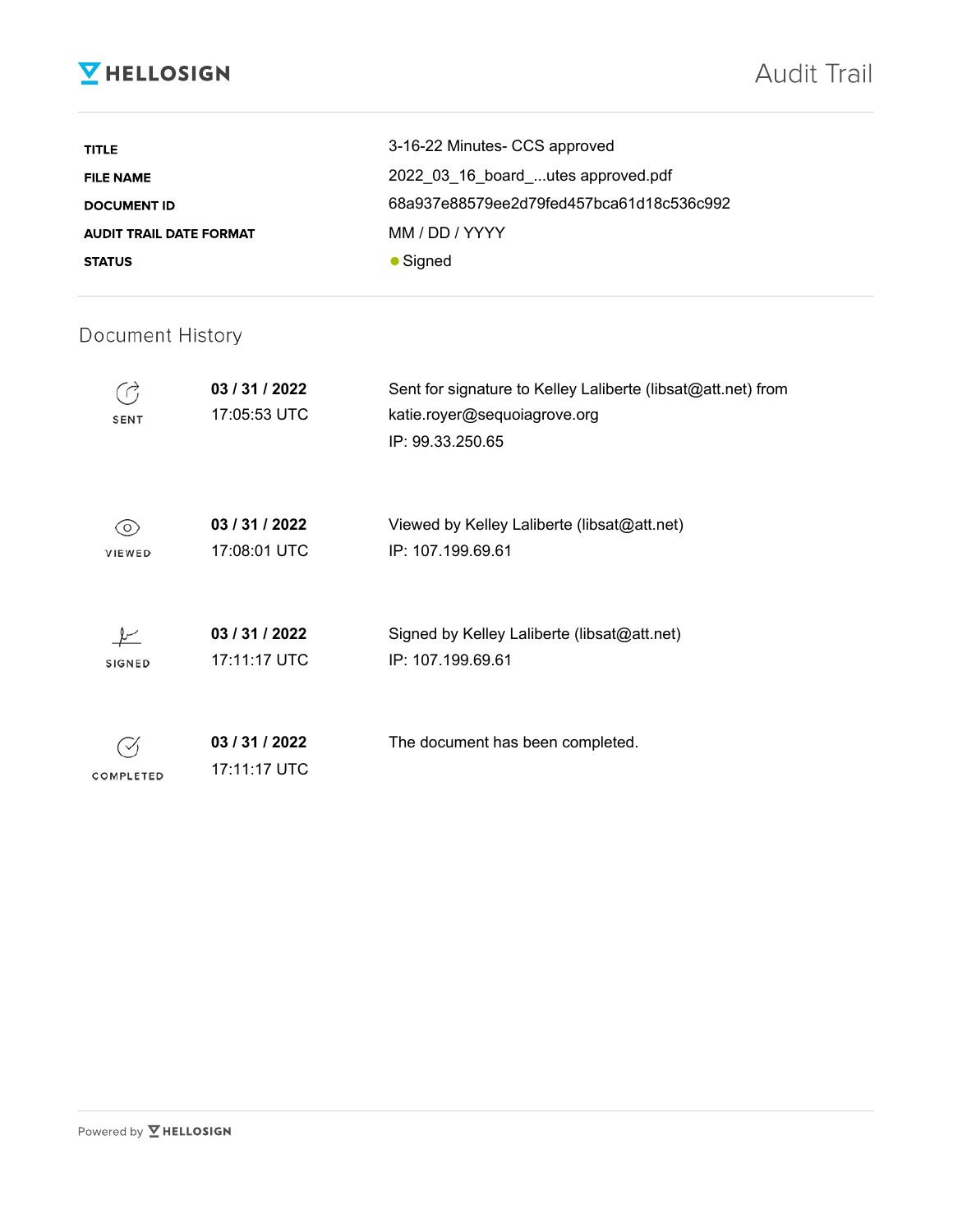HELLOSIGN

# Audit Trail

| | |
|---|---|
| **TITLE** | 3-16-22 Minutes- CCS approved |
| **FILE NAME** | 2022_03_16_board_...utes approved.pdf |
| **DOCUMENT ID** | 68a937e88579ee2d79fed457bca61d18c536c992 |
| **AUDIT TRAIL DATE FORMAT** | MM / DD / YYYY |
| **STATUS** | ● Signed |

## Document History

| | | |
|---|---|---|
| SENT | **03 / 31 / 2022** 17:05:53 UTC | Sent for signature to Kelley Laliberte (libsat@att.net) from katie.royer@sequoiagrove.org IP: 99.33.250.65 |
| VIEWED | **03 / 31 / 2022** 17:08:01 UTC | Viewed by Kelley Laliberte (libsat@att.net) IP: 107.199.69.61 |
| SIGNED | **03 / 31 / 2022** 17:11:17 UTC | Signed by Kelley Laliberte (libsat@att.net) IP: 107.199.69.61 |
| COMPLETED | **03 / 31 / 2022** 17:11:17 UTC | The document has been completed. |

Powered by HELLOSIGN